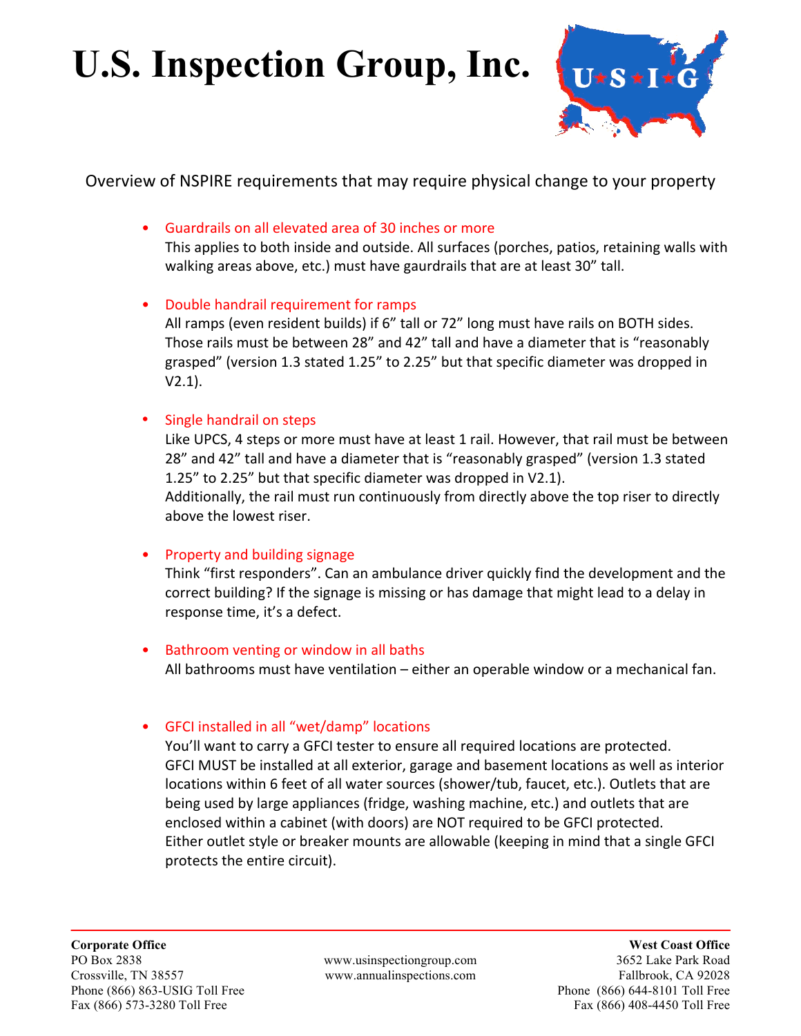# U.S. Inspection Group, Inc.

Overview of NSPIRE requirements that may require physical change to your property

- **Guardrails on all elevated area of 30 inches or more**
  This applies to both inside and outside. All surfaces (porches, patios, retaining walls with walking areas above, etc.) must have gaurdrails that are at least 30" tall.

- **Double handrail requirement for ramps**
  All ramps (even resident builds) if 6" tall or 72" long must have rails on BOTH sides. Those rails must be between 28" and 42" tall and have a diameter that is "reasonably grasped" (version 1.3 stated 1.25" to 2.25" but that specific diameter was dropped in V2.1).

- **Single handrail on steps**
  Like UPCS, 4 steps or more must have at least 1 rail. However, that rail must be between 28" and 42" tall and have a diameter that is "reasonably grasped" (version 1.3 stated 1.25" to 2.25" but that specific diameter was dropped in V2.1).
  Additionally, the rail must run continuously from directly above the top riser to directly above the lowest riser.

- **Property and building signage**
  Think "first responders". Can an ambulance driver quickly find the development and the correct building? If the signage is missing or has damage that might lead to a delay in response time, it's a defect.

- **Bathroom venting or window in all baths**
  All bathrooms must have ventilation – either an operable window or a mechanical fan.

- **GFCI installed in all "wet/damp" locations**
  You'll want to carry a GFCI tester to ensure all required locations are protected.
  GFCI MUST be installed at all exterior, garage and basement locations as well as interior locations within 6 feet of all water sources (shower/tub, faucet, etc.). Outlets that are being used by large appliances (fridge, washing machine, etc.) and outlets that are enclosed within a cabinet (with doors) are NOT required to be GFCI protected.
  Either outlet style or breaker mounts are allowable (keeping in mind that a single GFCI protects the entire circuit).

---

**Corporate Office**
PO Box 2838
Crossville, TN 38557
Phone (866) 863-USIG Toll Free
Fax (866) 573-3280 Toll Free

www.usinspectiongroup.com
www.annualinspections.com

**West Coast Office**
3652 Lake Park Road
Fallbrook, CA 92028
Phone (866) 644-8101 Toll Free
Fax (866) 408-4450 Toll Free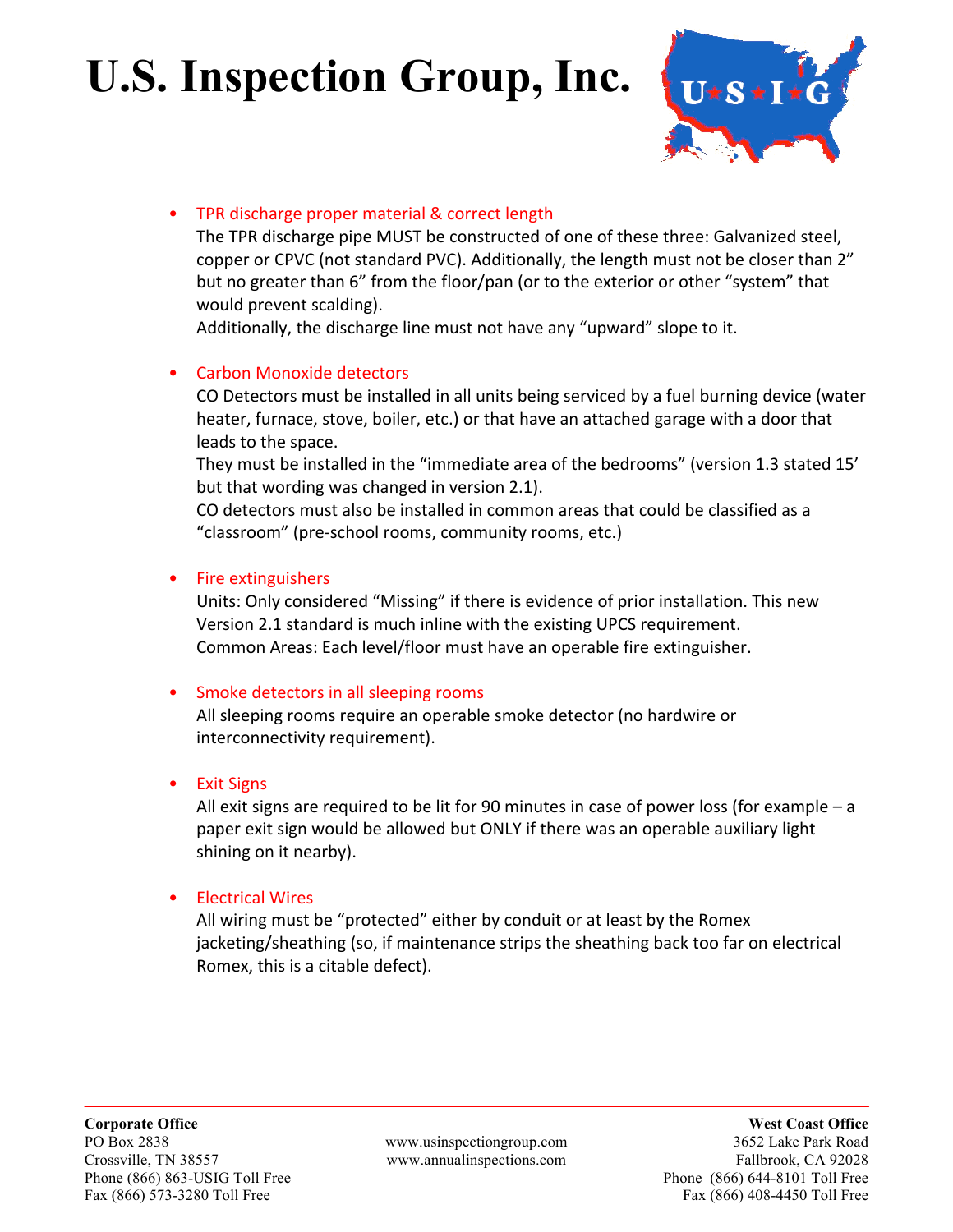# U.S. Inspection Group, Inc.

- TPR discharge proper material & correct length
  The TPR discharge pipe MUST be constructed of one of these three: Galvanized steel, copper or CPVC (not standard PVC). Additionally, the length must not be closer than 2" but no greater than 6" from the floor/pan (or to the exterior or other "system" that would prevent scalding).
  Additionally, the discharge line must not have any "upward" slope to it.

- Carbon Monoxide detectors
  CO Detectors must be installed in all units being serviced by a fuel burning device (water heater, furnace, stove, boiler, etc.) or that have an attached garage with a door that leads to the space.
  They must be installed in the "immediate area of the bedrooms" (version 1.3 stated 15' but that wording was changed in version 2.1).
  CO detectors must also be installed in common areas that could be classified as a "classroom" (pre-school rooms, community rooms, etc.)

- Fire extinguishers
  Units: Only considered "Missing" if there is evidence of prior installation. This new Version 2.1 standard is much inline with the existing UPCS requirement.
  Common Areas: Each level/floor must have an operable fire extinguisher.

- Smoke detectors in all sleeping rooms
  All sleeping rooms require an operable smoke detector (no hardwire or interconnectivity requirement).

- Exit Signs
  All exit signs are required to be lit for 90 minutes in case of power loss (for example – a paper exit sign would be allowed but ONLY if there was an operable auxiliary light shining on it nearby).

- Electrical Wires
  All wiring must be "protected" either by conduit or at least by the Romex jacketing/sheathing (so, if maintenance strips the sheathing back too far on electrical Romex, this is a citable defect).

**Corporate Office**
PO Box 2838
Crossville, TN 38557
Phone (866) 863-USIG Toll Free
Fax (866) 573-3280 Toll Free

www.usinspectiongroup.com
www.annualinspections.com

**West Coast Office**
3652 Lake Park Road
Fallbrook, CA 92028
Phone (866) 644-8101 Toll Free
Fax (866) 408-4450 Toll Free